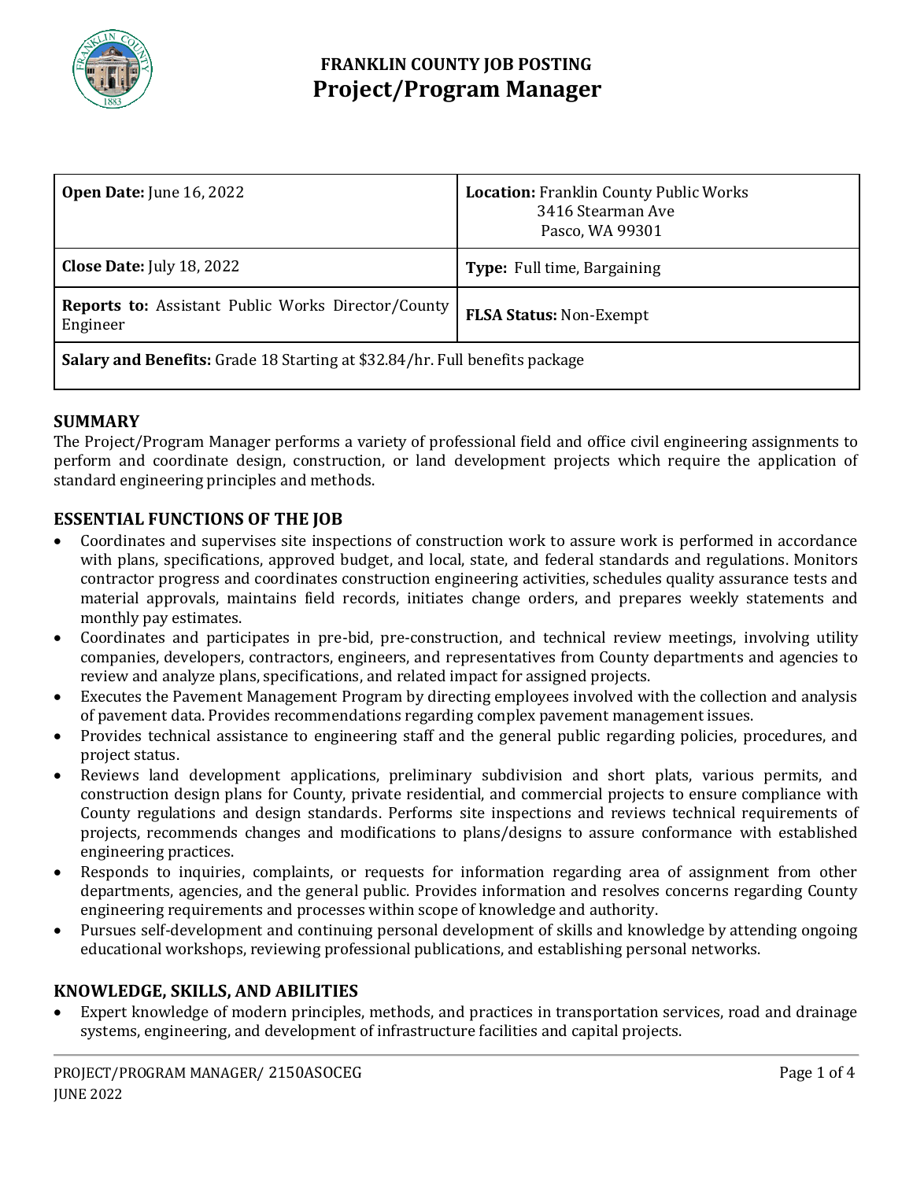# FRANKLIN COUNTY JOB POSTING
# Project/Program Manager

| **Open Date:** June 16, 2022 | **Location:** Franklin County Public Works 3416 Stearman Ave Pasco, WA 99301 |
|---|---|
| **Close Date:** July 18, 2022 | **Type:** Full time, Bargaining |
| **Reports to:** Assistant Public Works Director/County Engineer | **FLSA Status:** Non-Exempt |
| **Salary and Benefits:** Grade 18 Starting at $32.84/hr. Full benefits package | |

## SUMMARY

The Project/Program Manager performs a variety of professional field and office civil engineering assignments to perform and coordinate design, construction, or land development projects which require the application of standard engineering principles and methods.

## ESSENTIAL FUNCTIONS OF THE JOB

- Coordinates and supervises site inspections of construction work to assure work is performed in accordance with plans, specifications, approved budget, and local, state, and federal standards and regulations. Monitors contractor progress and coordinates construction engineering activities, schedules quality assurance tests and material approvals, maintains field records, initiates change orders, and prepares weekly statements and monthly pay estimates.
- Coordinates and participates in pre-bid, pre-construction, and technical review meetings, involving utility companies, developers, contractors, engineers, and representatives from County departments and agencies to review and analyze plans, specifications, and related impact for assigned projects.
- Executes the Pavement Management Program by directing employees involved with the collection and analysis of pavement data. Provides recommendations regarding complex pavement management issues.
- Provides technical assistance to engineering staff and the general public regarding policies, procedures, and project status.
- Reviews land development applications, preliminary subdivision and short plats, various permits, and construction design plans for County, private residential, and commercial projects to ensure compliance with County regulations and design standards. Performs site inspections and reviews technical requirements of projects, recommends changes and modifications to plans/designs to assure conformance with established engineering practices.
- Responds to inquiries, complaints, or requests for information regarding area of assignment from other departments, agencies, and the general public. Provides information and resolves concerns regarding County engineering requirements and processes within scope of knowledge and authority.
- Pursues self-development and continuing personal development of skills and knowledge by attending ongoing educational workshops, reviewing professional publications, and establishing personal networks.

## KNOWLEDGE, SKILLS, AND ABILITIES

- Expert knowledge of modern principles, methods, and practices in transportation services, road and drainage systems, engineering, and development of infrastructure facilities and capital projects.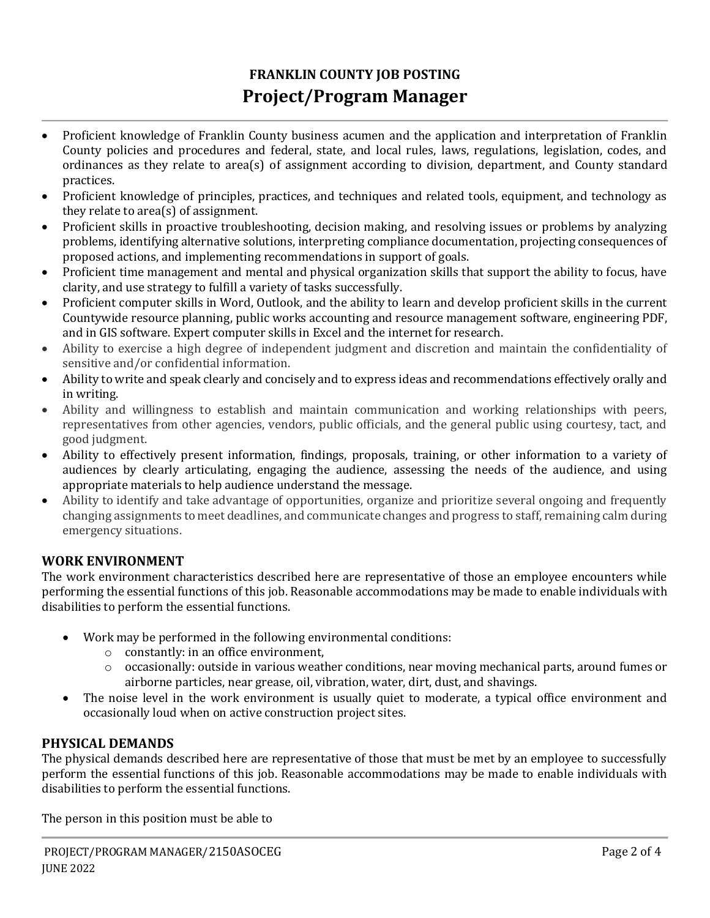- Proficient knowledge of Franklin County business acumen and the application and interpretation of Franklin County policies and procedures and federal, state, and local rules, laws, regulations, legislation, codes, and ordinances as they relate to area(s) of assignment according to division, department, and County standard practices.
- Proficient knowledge of principles, practices, and techniques and related tools, equipment, and technology as they relate to area(s) of assignment.
- Proficient skills in proactive troubleshooting, decision making, and resolving issues or problems by analyzing problems, identifying alternative solutions, interpreting compliance documentation, projecting consequences of proposed actions, and implementing recommendations in support of goals.
- Proficient time management and mental and physical organization skills that support the ability to focus, have clarity, and use strategy to fulfill a variety of tasks successfully.
- Proficient computer skills in Word, Outlook, and the ability to learn and develop proficient skills in the current Countywide resource planning, public works accounting and resource management software, engineering PDF, and in GIS software. Expert computer skills in Excel and the internet for research.
- Ability to exercise a high degree of independent judgment and discretion and maintain the confidentiality of sensitive and/or confidential information.
- Ability to write and speak clearly and concisely and to express ideas and recommendations effectively orally and in writing.
- Ability and willingness to establish and maintain communication and working relationships with peers, representatives from other agencies, vendors, public officials, and the general public using courtesy, tact, and good judgment.
- Ability to effectively present information, findings, proposals, training, or other information to a variety of audiences by clearly articulating, engaging the audience, assessing the needs of the audience, and using appropriate materials to help audience understand the message.
- Ability to identify and take advantage of opportunities, organize and prioritize several ongoing and frequently changing assignments to meet deadlines, and communicate changes and progress to staff, remaining calm during emergency situations.

## WORK ENVIRONMENT

The work environment characteristics described here are representative of those an employee encounters while performing the essential functions of this job. Reasonable accommodations may be made to enable individuals with disabilities to perform the essential functions.

- Work may be performed in the following environmental conditions:
  - constantly: in an office environment,
  - occasionally: outside in various weather conditions, near moving mechanical parts, around fumes or airborne particles, near grease, oil, vibration, water, dirt, dust, and shavings.
- The noise level in the work environment is usually quiet to moderate, a typical office environment and occasionally loud when on active construction project sites.

## PHYSICAL DEMANDS

The physical demands described here are representative of those that must be met by an employee to successfully perform the essential functions of this job. Reasonable accommodations may be made to enable individuals with disabilities to perform the essential functions.

The person in this position must be able to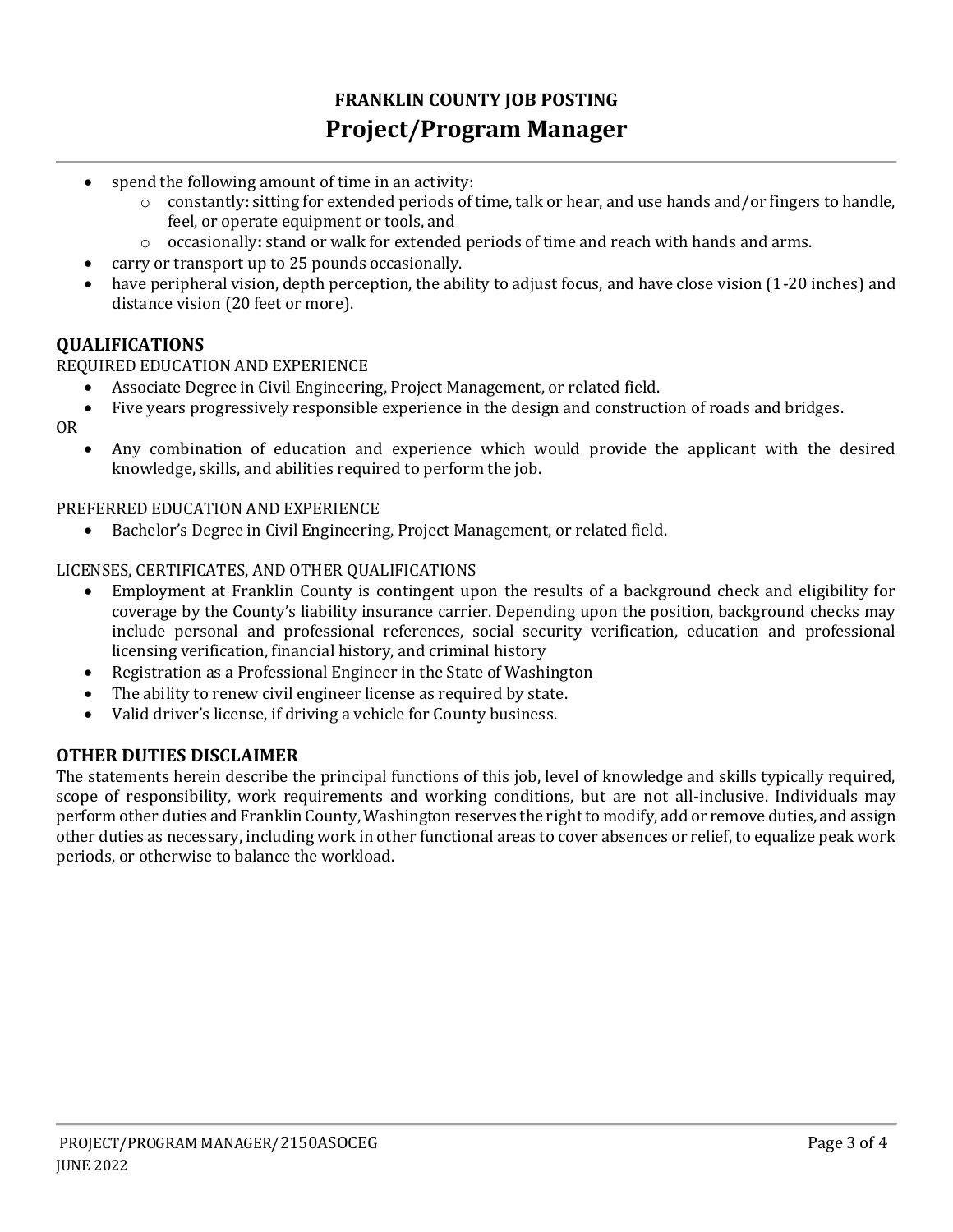- spend the following amount of time in an activity:
  - constantly**:** sitting for extended periods of time, talk or hear, and use hands and/or fingers to handle, feel, or operate equipment or tools, and
  - occasionally**:** stand or walk for extended periods of time and reach with hands and arms.
- carry or transport up to 25 pounds occasionally.
- have peripheral vision, depth perception, the ability to adjust focus, and have close vision (1-20 inches) and distance vision (20 feet or more).

## QUALIFICATIONS

REQUIRED EDUCATION AND EXPERIENCE

- Associate Degree in Civil Engineering, Project Management, or related field.
- Five years progressively responsible experience in the design and construction of roads and bridges.

OR

- Any combination of education and experience which would provide the applicant with the desired knowledge, skills, and abilities required to perform the job.

PREFERRED EDUCATION AND EXPERIENCE

- Bachelor's Degree in Civil Engineering, Project Management, or related field.

LICENSES, CERTIFICATES, AND OTHER QUALIFICATIONS

- Employment at Franklin County is contingent upon the results of a background check and eligibility for coverage by the County's liability insurance carrier. Depending upon the position, background checks may include personal and professional references, social security verification, education and professional licensing verification, financial history, and criminal history
- Registration as a Professional Engineer in the State of Washington
- The ability to renew civil engineer license as required by state.
- Valid driver's license, if driving a vehicle for County business.

## OTHER DUTIES DISCLAIMER

The statements herein describe the principal functions of this job, level of knowledge and skills typically required, scope of responsibility, work requirements and working conditions, but are not all-inclusive. Individuals may perform other duties and Franklin County, Washington reserves the right to modify, add or remove duties, and assign other duties as necessary, including work in other functional areas to cover absences or relief, to equalize peak work periods, or otherwise to balance the workload.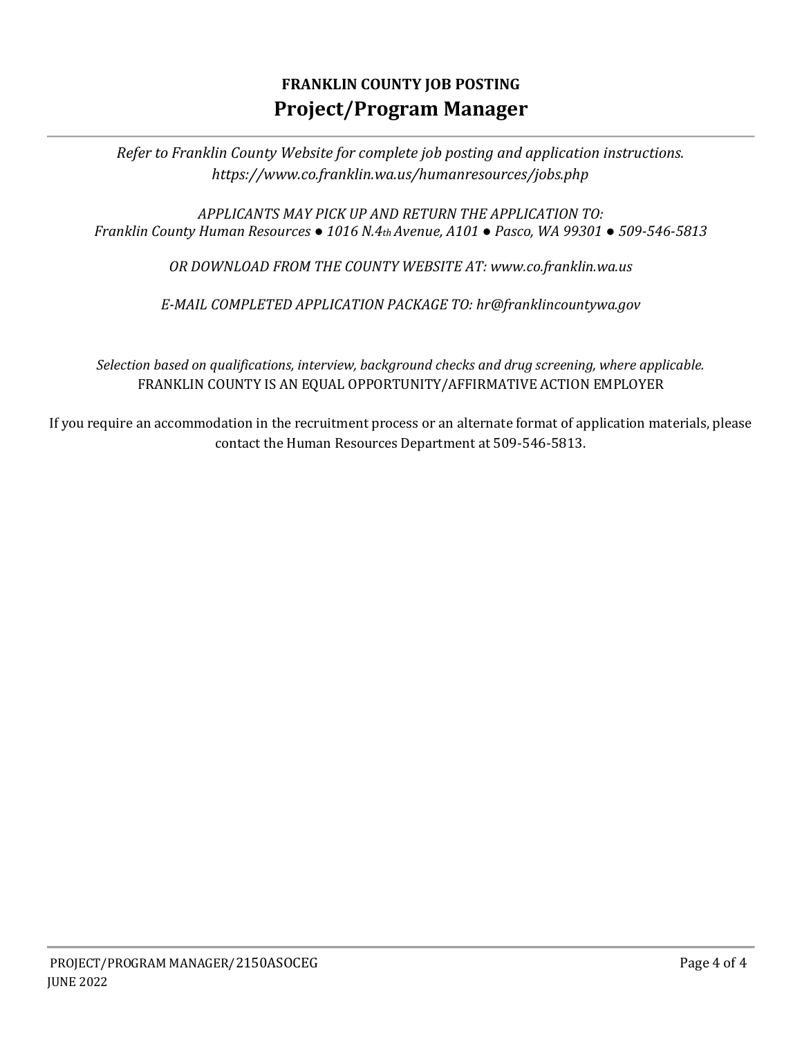**FRANKLIN COUNTY JOB POSTING**

# Project/Program Manager

*Refer to Franklin County Website for complete job posting and application instructions.*
*https://www.co.franklin.wa.us/humanresources/jobs.php*

*APPLICANTS MAY PICK UP AND RETURN THE APPLICATION TO:*
*Franklin County Human Resources ● 1016 N.4th Avenue, A101 ● Pasco, WA 99301 ● 509-546-5813*

*OR DOWNLOAD FROM THE COUNTY WEBSITE AT: www.co.franklin.wa.us*

*E-MAIL COMPLETED APPLICATION PACKAGE TO: hr@franklincountywa.gov*

*Selection based on qualifications, interview, background checks and drug screening, where applicable.*
FRANKLIN COUNTY IS AN EQUAL OPPORTUNITY/AFFIRMATIVE ACTION EMPLOYER

If you require an accommodation in the recruitment process or an alternate format of application materials, please contact the Human Resources Department at 509-546-5813.